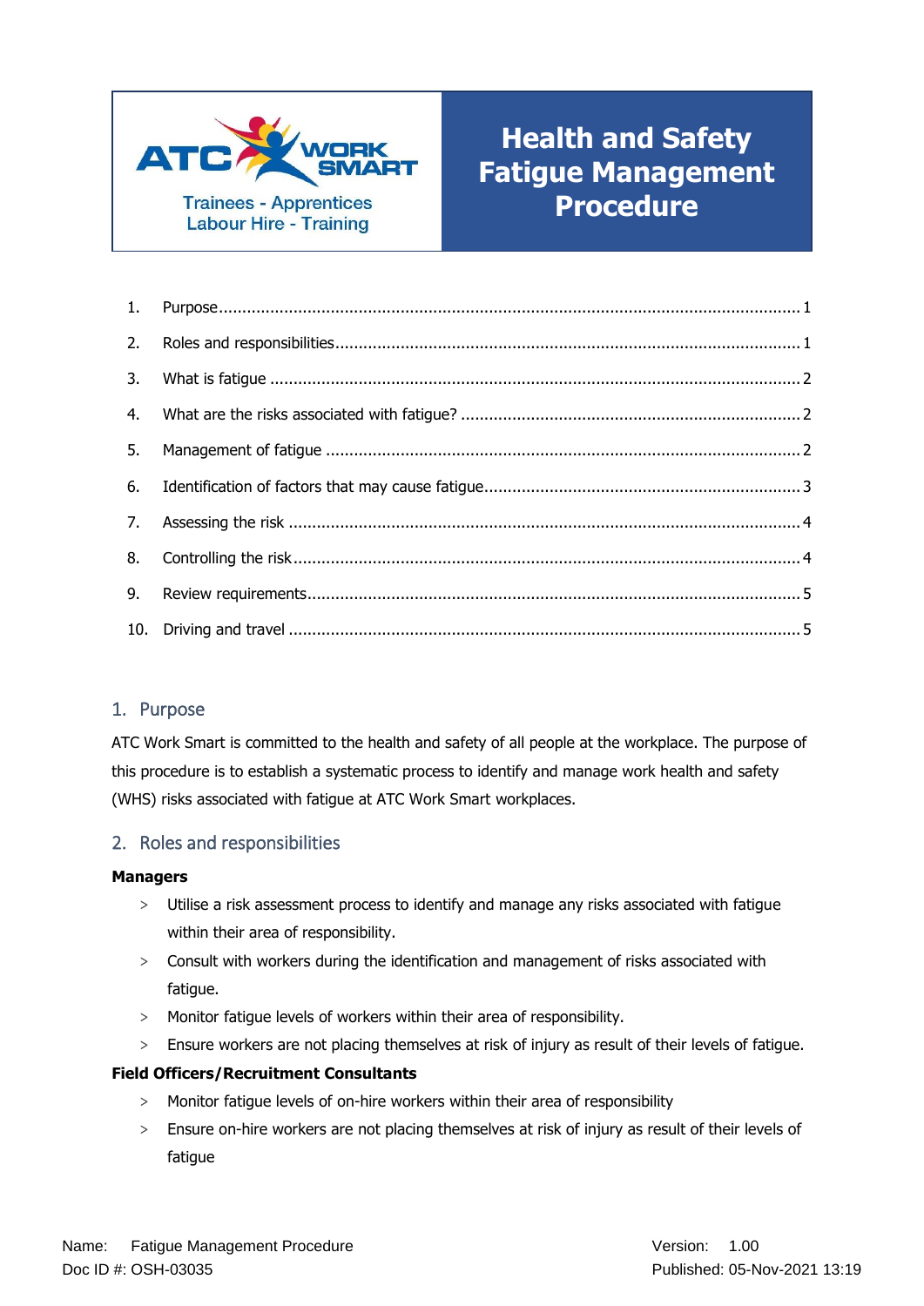ATC WORK SMART

Trainees - Apprentices
Labour Hire - Training

# Health and Safety Fatigue Management Procedure

1. Purpose ..... 1
2. Roles and responsibilities ..... 1
3. What is fatigue ..... 2
4. What are the risks associated with fatigue? ..... 2
5. Management of fatigue ..... 2
6. Identification of factors that may cause fatigue ..... 3
7. Assessing the risk ..... 4
8. Controlling the risk ..... 4
9. Review requirements ..... 5
10. Driving and travel ..... 5

## 1. Purpose

ATC Work Smart is committed to the health and safety of all people at the workplace. The purpose of this procedure is to establish a systematic process to identify and manage work health and safety (WHS) risks associated with fatigue at ATC Work Smart workplaces.

## 2. Roles and responsibilities

**Managers**

- Utilise a risk assessment process to identify and manage any risks associated with fatigue within their area of responsibility.
- Consult with workers during the identification and management of risks associated with fatigue.
- Monitor fatigue levels of workers within their area of responsibility.
- Ensure workers are not placing themselves at risk of injury as result of their levels of fatigue.

**Field Officers/Recruitment Consultants**

- Monitor fatigue levels of on-hire workers within their area of responsibility
- Ensure on-hire workers are not placing themselves at risk of injury as result of their levels of fatigue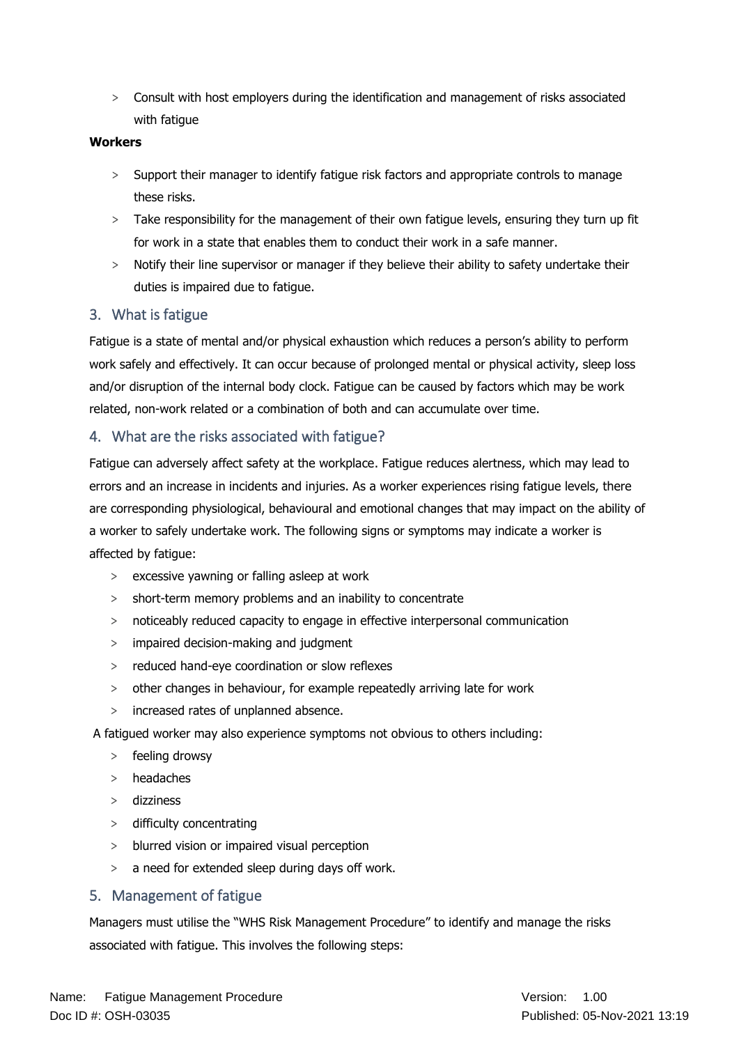- Consult with host employers during the identification and management of risks associated with fatigue

**Workers**

- Support their manager to identify fatigue risk factors and appropriate controls to manage these risks.
- Take responsibility for the management of their own fatigue levels, ensuring they turn up fit for work in a state that enables them to conduct their work in a safe manner.
- Notify their line supervisor or manager if they believe their ability to safety undertake their duties is impaired due to fatigue.

## 3. What is fatigue

Fatigue is a state of mental and/or physical exhaustion which reduces a person's ability to perform work safely and effectively. It can occur because of prolonged mental or physical activity, sleep loss and/or disruption of the internal body clock. Fatigue can be caused by factors which may be work related, non-work related or a combination of both and can accumulate over time.

## 4. What are the risks associated with fatigue?

Fatigue can adversely affect safety at the workplace. Fatigue reduces alertness, which may lead to errors and an increase in incidents and injuries. As a worker experiences rising fatigue levels, there are corresponding physiological, behavioural and emotional changes that may impact on the ability of a worker to safely undertake work. The following signs or symptoms may indicate a worker is affected by fatigue:

- excessive yawning or falling asleep at work
- short-term memory problems and an inability to concentrate
- noticeably reduced capacity to engage in effective interpersonal communication
- impaired decision-making and judgment
- reduced hand-eye coordination or slow reflexes
- other changes in behaviour, for example repeatedly arriving late for work
- increased rates of unplanned absence.

A fatigued worker may also experience symptoms not obvious to others including:

- feeling drowsy
- headaches
- dizziness
- difficulty concentrating
- blurred vision or impaired visual perception
- a need for extended sleep during days off work.

## 5. Management of fatigue

Managers must utilise the "WHS Risk Management Procedure" to identify and manage the risks associated with fatigue. This involves the following steps: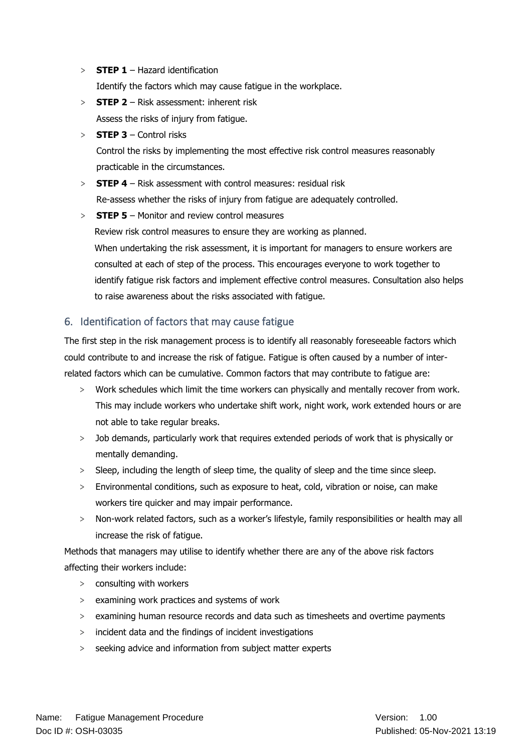- **STEP 1** – Hazard identification
  Identify the factors which may cause fatigue in the workplace.
- **STEP 2** – Risk assessment: inherent risk
  Assess the risks of injury from fatigue.
- **STEP 3** – Control risks
  Control the risks by implementing the most effective risk control measures reasonably practicable in the circumstances.
- **STEP 4** – Risk assessment with control measures: residual risk
  Re-assess whether the risks of injury from fatigue are adequately controlled.
- **STEP 5** – Monitor and review control measures
  Review risk control measures to ensure they are working as planned.
  When undertaking the risk assessment, it is important for managers to ensure workers are consulted at each of step of the process. This encourages everyone to work together to identify fatigue risk factors and implement effective control measures. Consultation also helps to raise awareness about the risks associated with fatigue.

## 6. Identification of factors that may cause fatigue

The first step in the risk management process is to identify all reasonably foreseeable factors which could contribute to and increase the risk of fatigue. Fatigue is often caused by a number of inter-related factors which can be cumulative. Common factors that may contribute to fatigue are:

- Work schedules which limit the time workers can physically and mentally recover from work. This may include workers who undertake shift work, night work, work extended hours or are not able to take regular breaks.
- Job demands, particularly work that requires extended periods of work that is physically or mentally demanding.
- Sleep, including the length of sleep time, the quality of sleep and the time since sleep.
- Environmental conditions, such as exposure to heat, cold, vibration or noise, can make workers tire quicker and may impair performance.
- Non-work related factors, such as a worker's lifestyle, family responsibilities or health may all increase the risk of fatigue.

Methods that managers may utilise to identify whether there are any of the above risk factors affecting their workers include:

- consulting with workers
- examining work practices and systems of work
- examining human resource records and data such as timesheets and overtime payments
- incident data and the findings of incident investigations
- seeking advice and information from subject matter experts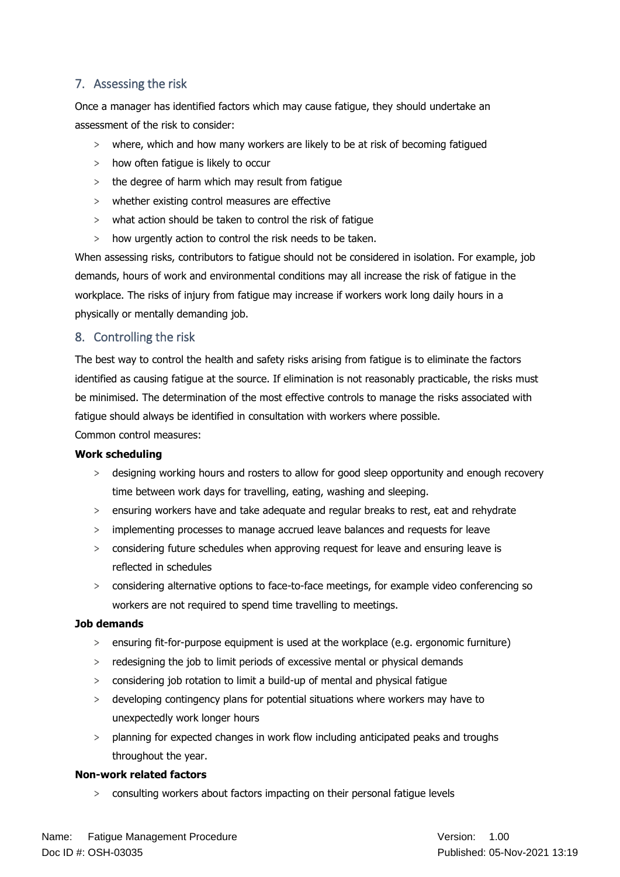## 7. Assessing the risk

Once a manager has identified factors which may cause fatigue, they should undertake an assessment of the risk to consider:

- where, which and how many workers are likely to be at risk of becoming fatigued
- how often fatigue is likely to occur
- the degree of harm which may result from fatigue
- whether existing control measures are effective
- what action should be taken to control the risk of fatigue
- how urgently action to control the risk needs to be taken.

When assessing risks, contributors to fatigue should not be considered in isolation. For example, job demands, hours of work and environmental conditions may all increase the risk of fatigue in the workplace. The risks of injury from fatigue may increase if workers work long daily hours in a physically or mentally demanding job.

## 8. Controlling the risk

The best way to control the health and safety risks arising from fatigue is to eliminate the factors identified as causing fatigue at the source. If elimination is not reasonably practicable, the risks must be minimised. The determination of the most effective controls to manage the risks associated with fatigue should always be identified in consultation with workers where possible.

Common control measures:

**Work scheduling**

- designing working hours and rosters to allow for good sleep opportunity and enough recovery time between work days for travelling, eating, washing and sleeping.
- ensuring workers have and take adequate and regular breaks to rest, eat and rehydrate
- implementing processes to manage accrued leave balances and requests for leave
- considering future schedules when approving request for leave and ensuring leave is reflected in schedules
- considering alternative options to face-to-face meetings, for example video conferencing so workers are not required to spend time travelling to meetings.

**Job demands**

- ensuring fit-for-purpose equipment is used at the workplace (e.g. ergonomic furniture)
- redesigning the job to limit periods of excessive mental or physical demands
- considering job rotation to limit a build-up of mental and physical fatigue
- developing contingency plans for potential situations where workers may have to unexpectedly work longer hours
- planning for expected changes in work flow including anticipated peaks and troughs throughout the year.

**Non-work related factors**

- consulting workers about factors impacting on their personal fatigue levels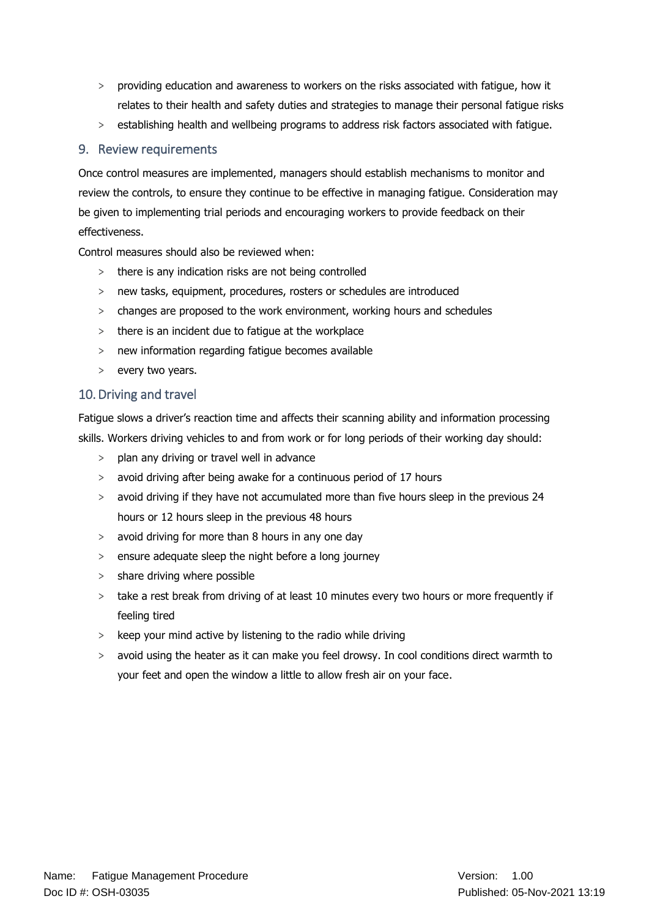- providing education and awareness to workers on the risks associated with fatigue, how it relates to their health and safety duties and strategies to manage their personal fatigue risks
- establishing health and wellbeing programs to address risk factors associated with fatigue.

## 9. Review requirements

Once control measures are implemented, managers should establish mechanisms to monitor and review the controls, to ensure they continue to be effective in managing fatigue. Consideration may be given to implementing trial periods and encouraging workers to provide feedback on their effectiveness.

Control measures should also be reviewed when:

- there is any indication risks are not being controlled
- new tasks, equipment, procedures, rosters or schedules are introduced
- changes are proposed to the work environment, working hours and schedules
- there is an incident due to fatigue at the workplace
- new information regarding fatigue becomes available
- every two years.

## 10. Driving and travel

Fatigue slows a driver's reaction time and affects their scanning ability and information processing skills. Workers driving vehicles to and from work or for long periods of their working day should:

- plan any driving or travel well in advance
- avoid driving after being awake for a continuous period of 17 hours
- avoid driving if they have not accumulated more than five hours sleep in the previous 24 hours or 12 hours sleep in the previous 48 hours
- avoid driving for more than 8 hours in any one day
- ensure adequate sleep the night before a long journey
- share driving where possible
- take a rest break from driving of at least 10 minutes every two hours or more frequently if feeling tired
- keep your mind active by listening to the radio while driving
- avoid using the heater as it can make you feel drowsy. In cool conditions direct warmth to your feet and open the window a little to allow fresh air on your face.